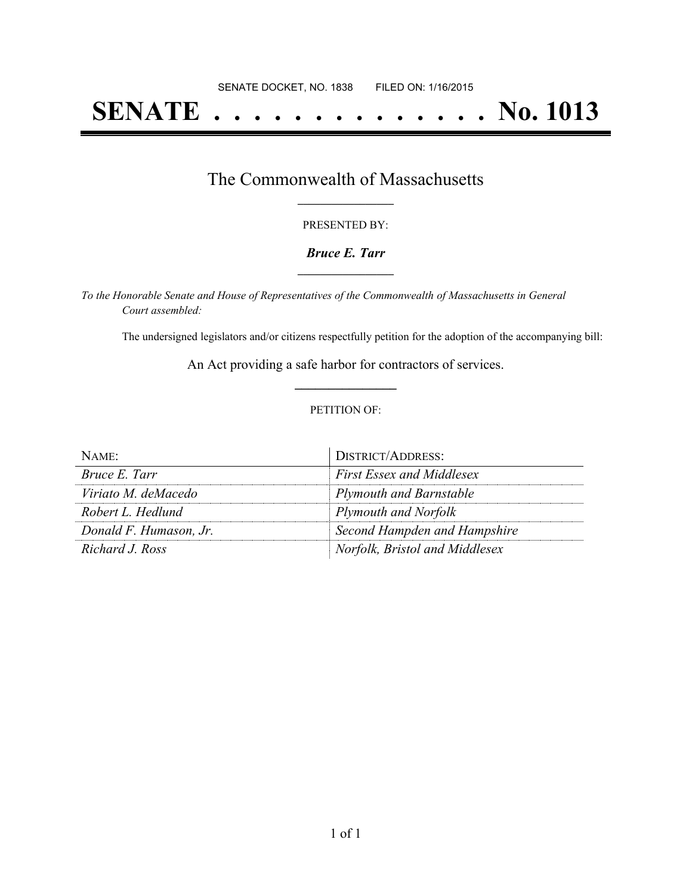SENATE DOCKET, NO. 1838        FILED ON: 1/16/2015

# SENATE . . . . . . . . . . . . . . No. 1013

## The Commonwealth of Massachusetts

PRESENTED BY:

***Bruce E. Tarr***

*To the Honorable Senate and House of Representatives of the Commonwealth of Massachusetts in General Court assembled:*

The undersigned legislators and/or citizens respectfully petition for the adoption of the accompanying bill:

An Act providing a safe harbor for contractors of services.

PETITION OF:

| NAME: | DISTRICT/ADDRESS: |
|---|---|
| *Bruce E. Tarr* | *First Essex and Middlesex* |
| *Viriato M. deMacedo* | *Plymouth and Barnstable* |
| *Robert L. Hedlund* | *Plymouth and Norfolk* |
| *Donald F. Humason, Jr.* | *Second Hampden and Hampshire* |
| *Richard J. Ross* | *Norfolk, Bristol and Middlesex* |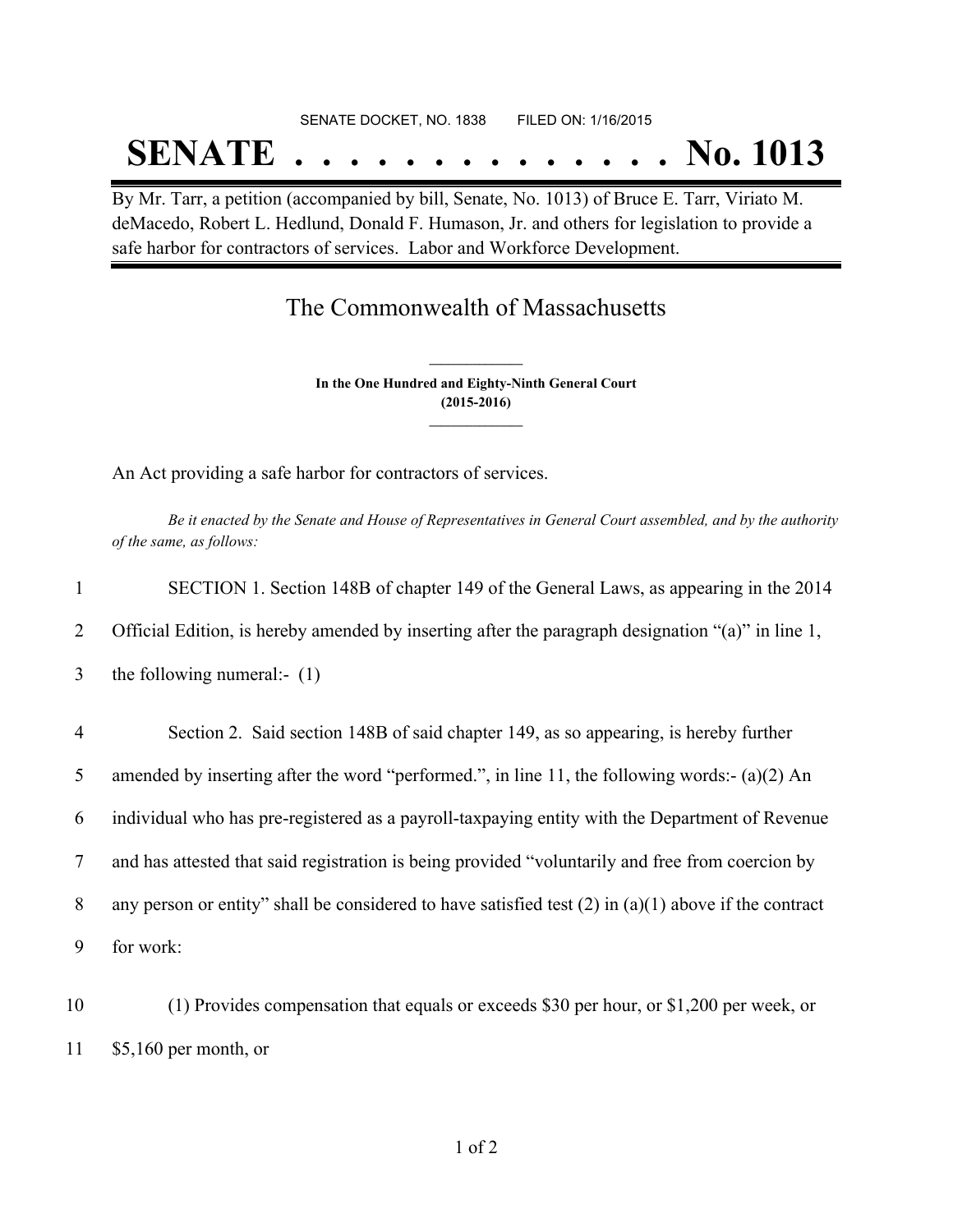SENATE DOCKET, NO. 1838 FILED ON: 1/16/2015

# SENATE . . . . . . . . . . . . . . No. 1013

By Mr. Tarr, a petition (accompanied by bill, Senate, No. 1013) of Bruce E. Tarr, Viriato M. deMacedo, Robert L. Hedlund, Donald F. Humason, Jr. and others for legislation to provide a safe harbor for contractors of services. Labor and Workforce Development.

## The Commonwealth of Massachusetts

**In the One Hundred and Eighty-Ninth General Court (2015-2016)**

An Act providing a safe harbor for contractors of services.

*Be it enacted by the Senate and House of Representatives in General Court assembled, and by the authority of the same, as follows:*

1 SECTION 1. Section 148B of chapter 149 of the General Laws, as appearing in the 2014
2 Official Edition, is hereby amended by inserting after the paragraph designation "(a)" in line 1,
3 the following numeral:- (1)

4 Section 2. Said section 148B of said chapter 149, as so appearing, is hereby further
5 amended by inserting after the word "performed.", in line 11, the following words:- (a)(2) An
6 individual who has pre-registered as a payroll-taxpaying entity with the Department of Revenue
7 and has attested that said registration is being provided "voluntarily and free from coercion by
8 any person or entity" shall be considered to have satisfied test (2) in (a)(1) above if the contract
9 for work:

10 (1) Provides compensation that equals or exceeds $30 per hour, or $1,200 per week, or
11 $5,160 per month, or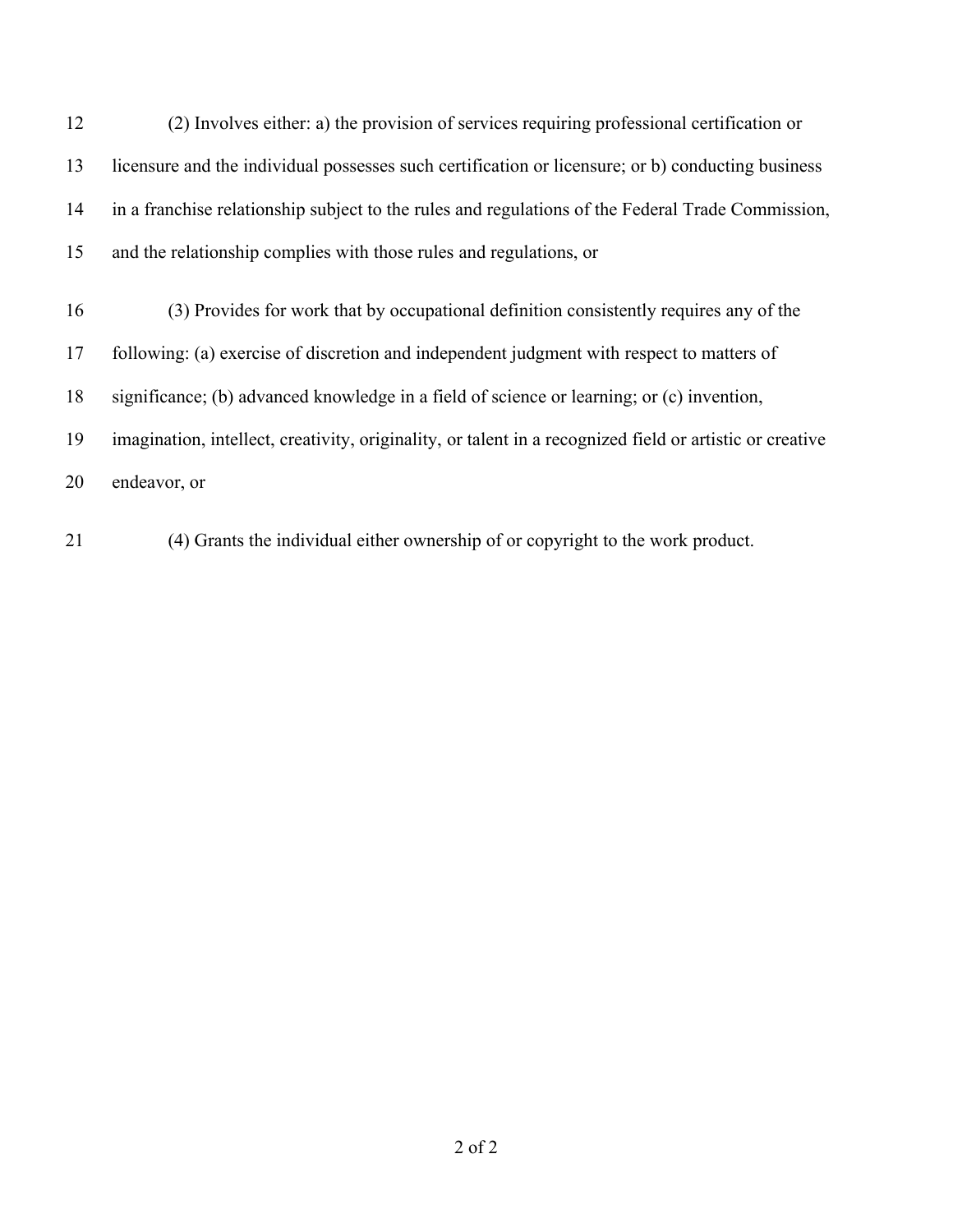(2) Involves either: a) the provision of services requiring professional certification or licensure and the individual possesses such certification or licensure; or b) conducting business in a franchise relationship subject to the rules and regulations of the Federal Trade Commission, and the relationship complies with those rules and regulations, or

(3) Provides for work that by occupational definition consistently requires any of the following: (a) exercise of discretion and independent judgment with respect to matters of significance; (b) advanced knowledge in a field of science or learning; or (c) invention, imagination, intellect, creativity, originality, or talent in a recognized field or artistic or creative endeavor, or

(4) Grants the individual either ownership of or copyright to the work product.